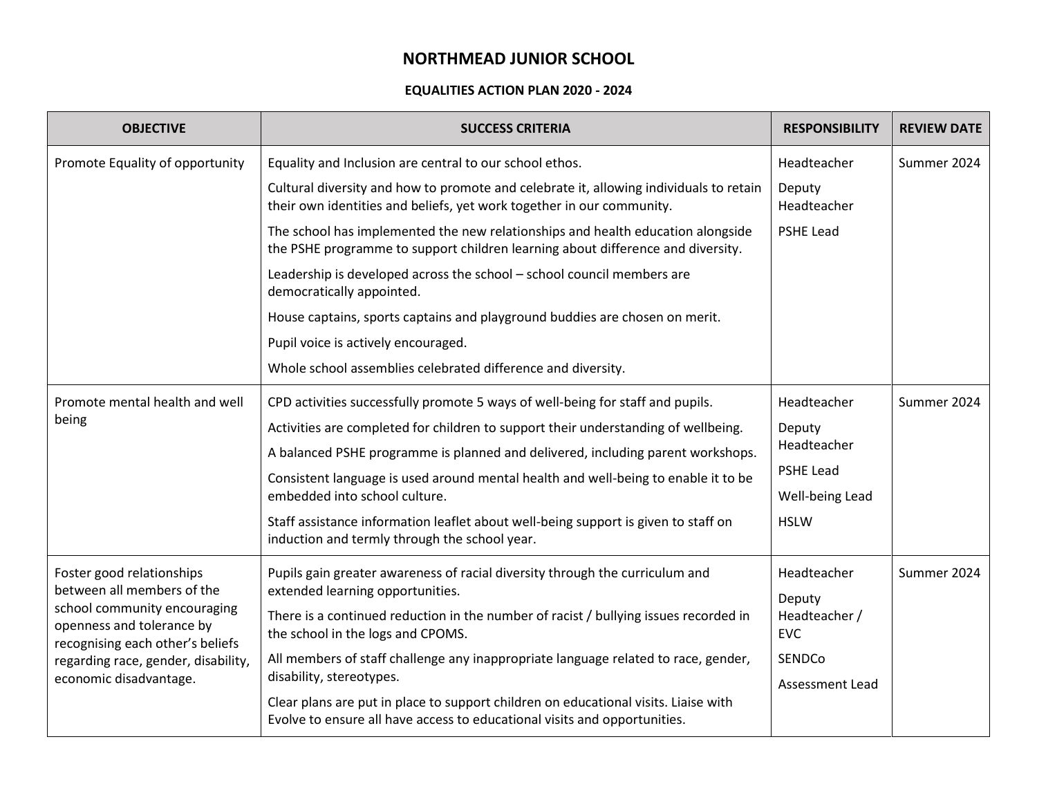# NORTHMEAD JUNIOR SCHOOL

## EQUALITIES ACTION PLAN 2020 - 2024

| OBJECTIVE | SUCCESS CRITERIA | RESPONSIBILITY | REVIEW DATE |
|---|---|---|---|
| Promote Equality of opportunity | Equality and Inclusion are central to our school ethos.<br>Cultural diversity and how to promote and celebrate it, allowing individuals to retain their own identities and beliefs, yet work together in our community.<br>The school has implemented the new relationships and health education alongside the PSHE programme to support children learning about difference and diversity.<br>Leadership is developed across the school – school council members are democratically appointed.<br>House captains, sports captains and playground buddies are chosen on merit.<br>Pupil voice is actively encouraged.<br>Whole school assemblies celebrated difference and diversity. | Headteacher<br>Deputy Headteacher<br>PSHE Lead | Summer 2024 |
| Promote mental health and well being | CPD activities successfully promote 5 ways of well-being for staff and pupils.<br>Activities are completed for children to support their understanding of wellbeing.<br>A balanced PSHE programme is planned and delivered, including parent workshops.<br>Consistent language is used around mental health and well-being to enable it to be embedded into school culture.<br>Staff assistance information leaflet about well-being support is given to staff on induction and termly through the school year. | Headteacher<br>Deputy Headteacher<br>PSHE Lead<br>Well-being Lead<br>HSLW | Summer 2024 |
| Foster good relationships between all members of the school community encouraging openness and tolerance by recognising each other's beliefs regarding race, gender, disability, economic disadvantage. | Pupils gain greater awareness of racial diversity through the curriculum and extended learning opportunities.<br>There is a continued reduction in the number of racist / bullying issues recorded in the school in the logs and CPOMS.<br>All members of staff challenge any inappropriate language related to race, gender, disability, stereotypes.<br>Clear plans are put in place to support children on educational visits. Liaise with Evolve to ensure all have access to educational visits and opportunities. | Headteacher<br>Deputy Headteacher / EVC<br>SENDCo<br>Assessment Lead | Summer 2024 |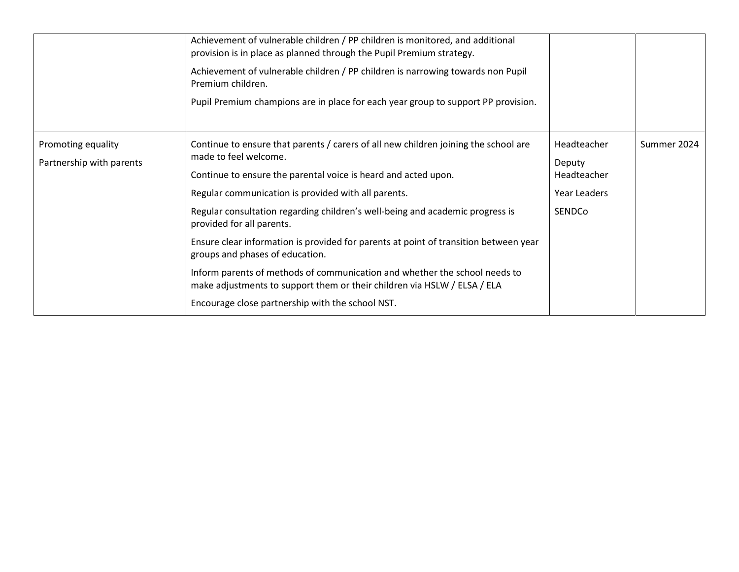| | | | |
|---|---|---|---|
| | Achievement of vulnerable children / PP children is monitored, and additional provision is in place as planned through the Pupil Premium strategy.<br><br>Achievement of vulnerable children / PP children is narrowing towards non Pupil Premium children.<br><br>Pupil Premium champions are in place for each year group to support PP provision. | | |
| Promoting equality<br><br>Partnership with parents | Continue to ensure that parents / carers of all new children joining the school are made to feel welcome.<br><br>Continue to ensure the parental voice is heard and acted upon.<br><br>Regular communication is provided with all parents.<br><br>Regular consultation regarding children's well-being and academic progress is provided for all parents.<br><br>Ensure clear information is provided for parents at point of transition between year groups and phases of education.<br><br>Inform parents of methods of communication and whether the school needs to make adjustments to support them or their children via HSLW / ELSA / ELA<br><br>Encourage close partnership with the school NST. | Headteacher<br><br>Deputy Headteacher<br><br>Year Leaders<br><br>SENDCo | Summer 2024 |